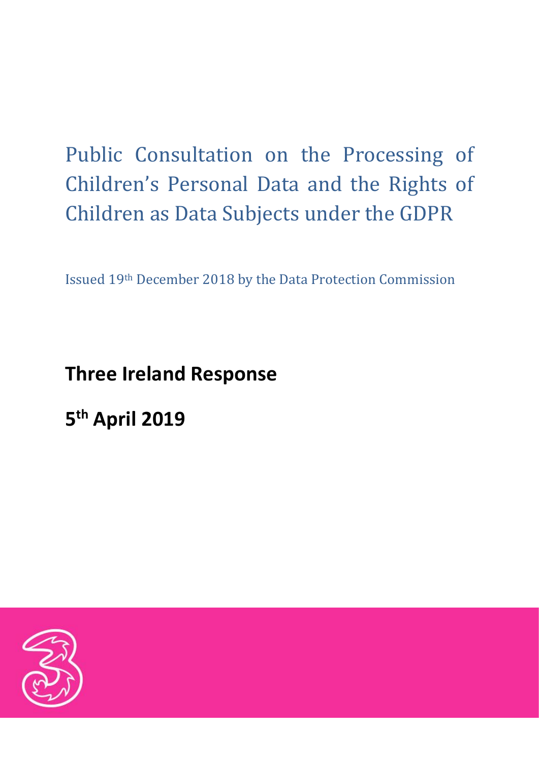# Public Consultation on the Processing of Children's Personal Data and the Rights of Children as Data Subjects under the GDPR

Issued 19th December 2018 by the Data Protection Commission

**Three Ireland Response**

**5th April 2019**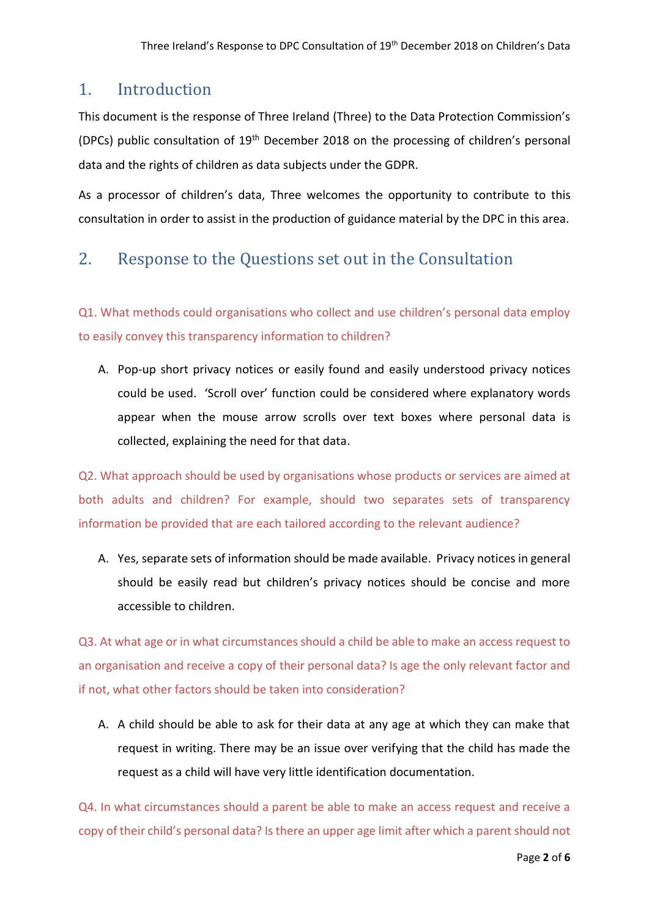## 1. Introduction

This document is the response of Three Ireland (Three) to the Data Protection Commission's (DPCs) public consultation of 19th December 2018 on the processing of children's personal data and the rights of children as data subjects under the GDPR.

As a processor of children's data, Three welcomes the opportunity to contribute to this consultation in order to assist in the production of guidance material by the DPC in this area.

## 2. Response to the Questions set out in the Consultation

Q1. What methods could organisations who collect and use children's personal data employ to easily convey this transparency information to children?

A. Pop-up short privacy notices or easily found and easily understood privacy notices could be used. 'Scroll over' function could be considered where explanatory words appear when the mouse arrow scrolls over text boxes where personal data is collected, explaining the need for that data.

Q2. What approach should be used by organisations whose products or services are aimed at both adults and children? For example, should two separates sets of transparency information be provided that are each tailored according to the relevant audience?

A. Yes, separate sets of information should be made available. Privacy notices in general should be easily read but children's privacy notices should be concise and more accessible to children.

Q3. At what age or in what circumstances should a child be able to make an access request to an organisation and receive a copy of their personal data? Is age the only relevant factor and if not, what other factors should be taken into consideration?

A. A child should be able to ask for their data at any age at which they can make that request in writing. There may be an issue over verifying that the child has made the request as a child will have very little identification documentation.

Q4. In what circumstances should a parent be able to make an access request and receive a copy of their child's personal data? Is there an upper age limit after which a parent should not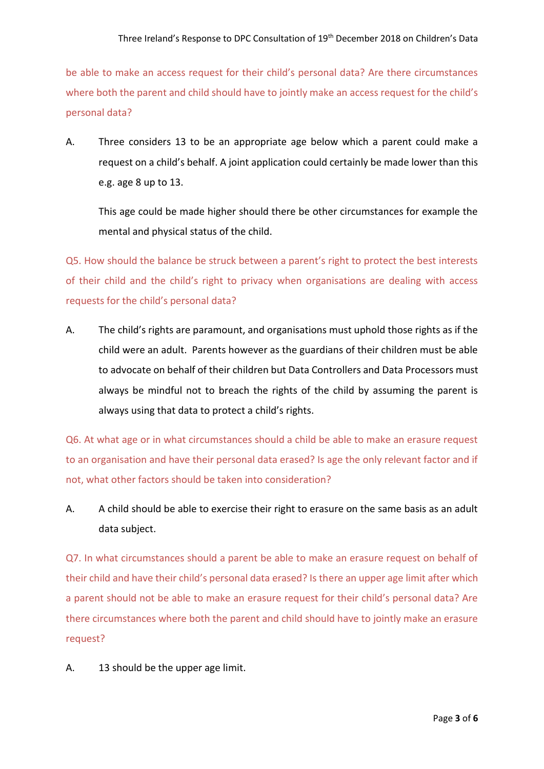be able to make an access request for their child's personal data? Are there circumstances where both the parent and child should have to jointly make an access request for the child's personal data?

A. Three considers 13 to be an appropriate age below which a parent could make a request on a child's behalf. A joint application could certainly be made lower than this e.g. age 8 up to 13.

This age could be made higher should there be other circumstances for example the mental and physical status of the child.

Q5. How should the balance be struck between a parent's right to protect the best interests of their child and the child's right to privacy when organisations are dealing with access requests for the child's personal data?

A. The child's rights are paramount, and organisations must uphold those rights as if the child were an adult. Parents however as the guardians of their children must be able to advocate on behalf of their children but Data Controllers and Data Processors must always be mindful not to breach the rights of the child by assuming the parent is always using that data to protect a child's rights.

Q6. At what age or in what circumstances should a child be able to make an erasure request to an organisation and have their personal data erased? Is age the only relevant factor and if not, what other factors should be taken into consideration?

A. A child should be able to exercise their right to erasure on the same basis as an adult data subject.

Q7. In what circumstances should a parent be able to make an erasure request on behalf of their child and have their child's personal data erased? Is there an upper age limit after which a parent should not be able to make an erasure request for their child's personal data? Are there circumstances where both the parent and child should have to jointly make an erasure request?

A. 13 should be the upper age limit.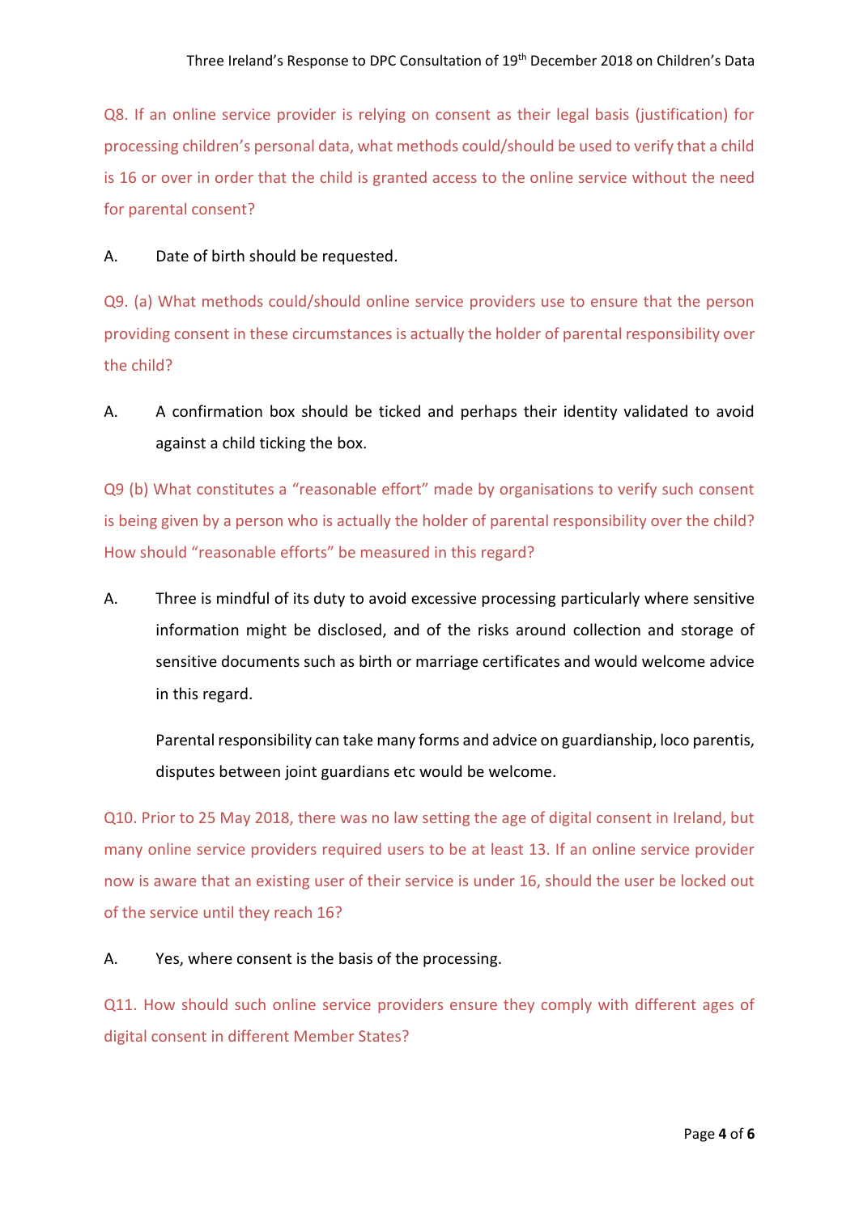Q8. If an online service provider is relying on consent as their legal basis (justification) for processing children's personal data, what methods could/should be used to verify that a child is 16 or over in order that the child is granted access to the online service without the need for parental consent?

A. Date of birth should be requested.

Q9. (a) What methods could/should online service providers use to ensure that the person providing consent in these circumstances is actually the holder of parental responsibility over the child?

A. A confirmation box should be ticked and perhaps their identity validated to avoid against a child ticking the box.

Q9 (b) What constitutes a "reasonable effort" made by organisations to verify such consent is being given by a person who is actually the holder of parental responsibility over the child? How should "reasonable efforts" be measured in this regard?

A. Three is mindful of its duty to avoid excessive processing particularly where sensitive information might be disclosed, and of the risks around collection and storage of sensitive documents such as birth or marriage certificates and would welcome advice in this regard.

Parental responsibility can take many forms and advice on guardianship, loco parentis, disputes between joint guardians etc would be welcome.

Q10. Prior to 25 May 2018, there was no law setting the age of digital consent in Ireland, but many online service providers required users to be at least 13. If an online service provider now is aware that an existing user of their service is under 16, should the user be locked out of the service until they reach 16?

A. Yes, where consent is the basis of the processing.

Q11. How should such online service providers ensure they comply with different ages of digital consent in different Member States?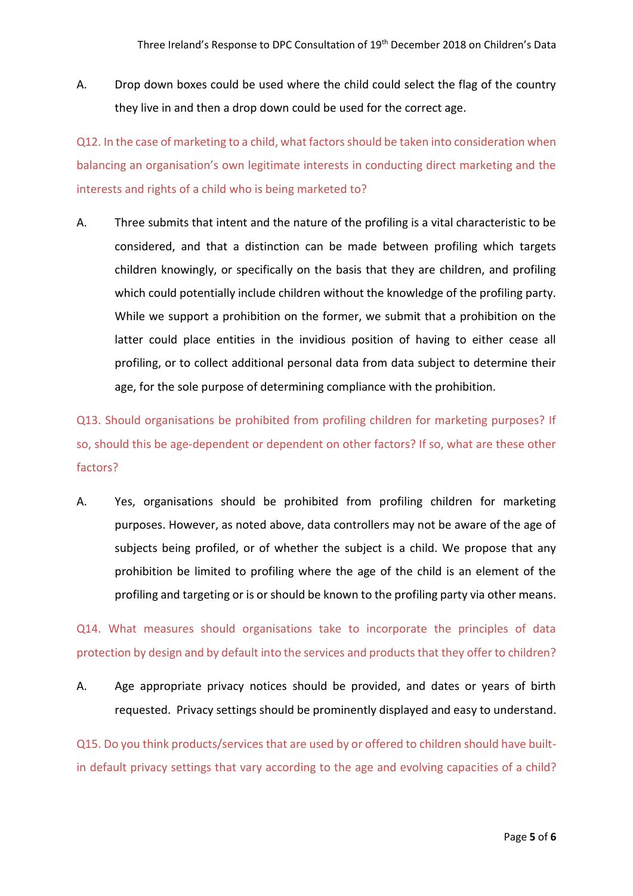A. Drop down boxes could be used where the child could select the flag of the country they live in and then a drop down could be used for the correct age.

Q12. In the case of marketing to a child, what factors should be taken into consideration when balancing an organisation's own legitimate interests in conducting direct marketing and the interests and rights of a child who is being marketed to?

A. Three submits that intent and the nature of the profiling is a vital characteristic to be considered, and that a distinction can be made between profiling which targets children knowingly, or specifically on the basis that they are children, and profiling which could potentially include children without the knowledge of the profiling party. While we support a prohibition on the former, we submit that a prohibition on the latter could place entities in the invidious position of having to either cease all profiling, or to collect additional personal data from data subject to determine their age, for the sole purpose of determining compliance with the prohibition.

Q13. Should organisations be prohibited from profiling children for marketing purposes? If so, should this be age-dependent or dependent on other factors? If so, what are these other factors?

A. Yes, organisations should be prohibited from profiling children for marketing purposes. However, as noted above, data controllers may not be aware of the age of subjects being profiled, or of whether the subject is a child. We propose that any prohibition be limited to profiling where the age of the child is an element of the profiling and targeting or is or should be known to the profiling party via other means.

Q14. What measures should organisations take to incorporate the principles of data protection by design and by default into the services and products that they offer to children?

A. Age appropriate privacy notices should be provided, and dates or years of birth requested. Privacy settings should be prominently displayed and easy to understand.

Q15. Do you think products/services that are used by or offered to children should have built-in default privacy settings that vary according to the age and evolving capacities of a child?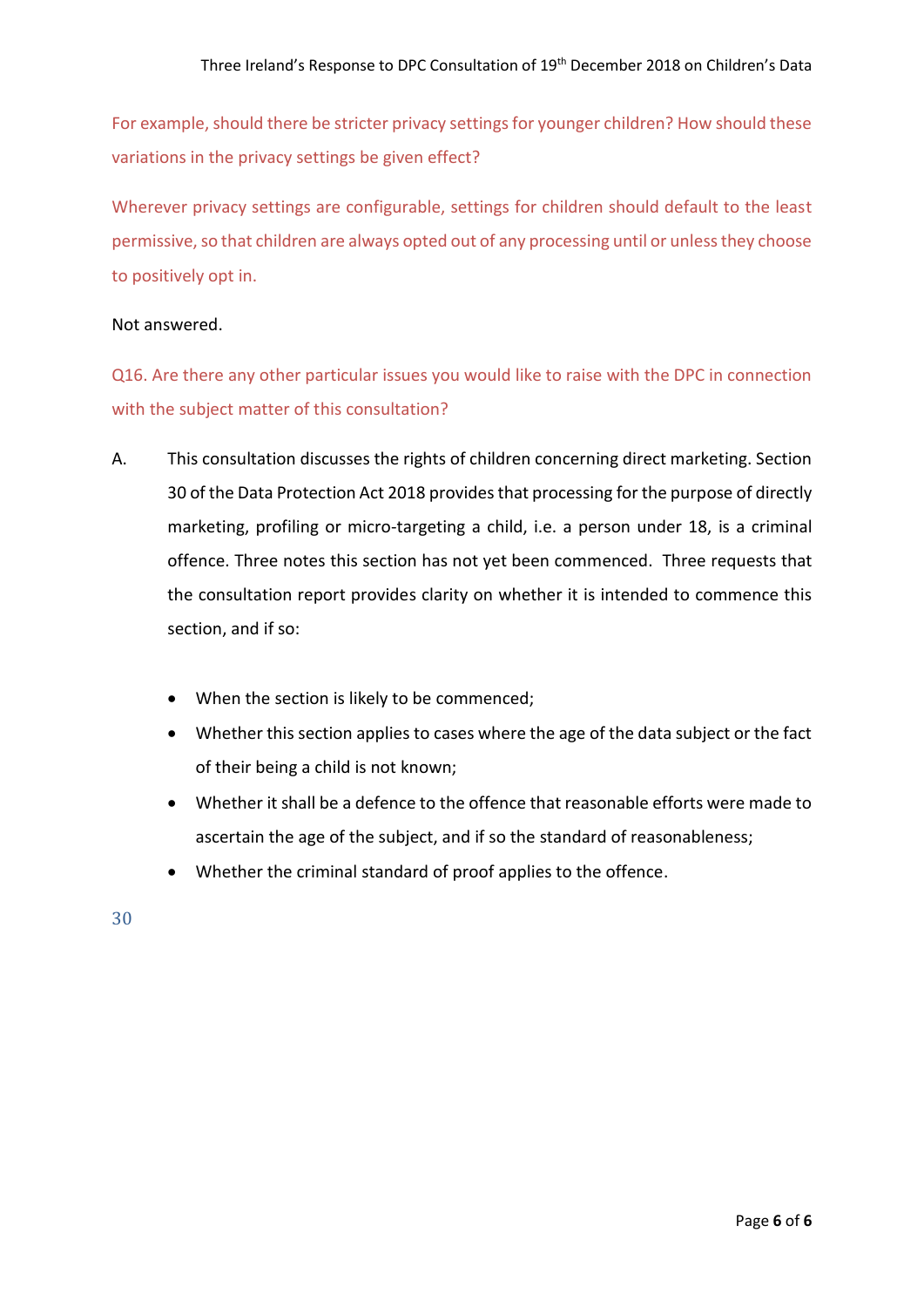For example, should there be stricter privacy settings for younger children? How should these variations in the privacy settings be given effect?

Wherever privacy settings are configurable, settings for children should default to the least permissive, so that children are always opted out of any processing until or unless they choose to positively opt in.

Not answered.

Q16. Are there any other particular issues you would like to raise with the DPC in connection with the subject matter of this consultation?

A. This consultation discusses the rights of children concerning direct marketing. Section 30 of the Data Protection Act 2018 provides that processing for the purpose of directly marketing, profiling or micro-targeting a child, i.e. a person under 18, is a criminal offence. Three notes this section has not yet been commenced. Three requests that the consultation report provides clarity on whether it is intended to commence this section, and if so:

- When the section is likely to be commenced;
- Whether this section applies to cases where the age of the data subject or the fact of their being a child is not known;
- Whether it shall be a defence to the offence that reasonable efforts were made to ascertain the age of the subject, and if so the standard of reasonableness;
- Whether the criminal standard of proof applies to the offence.

30